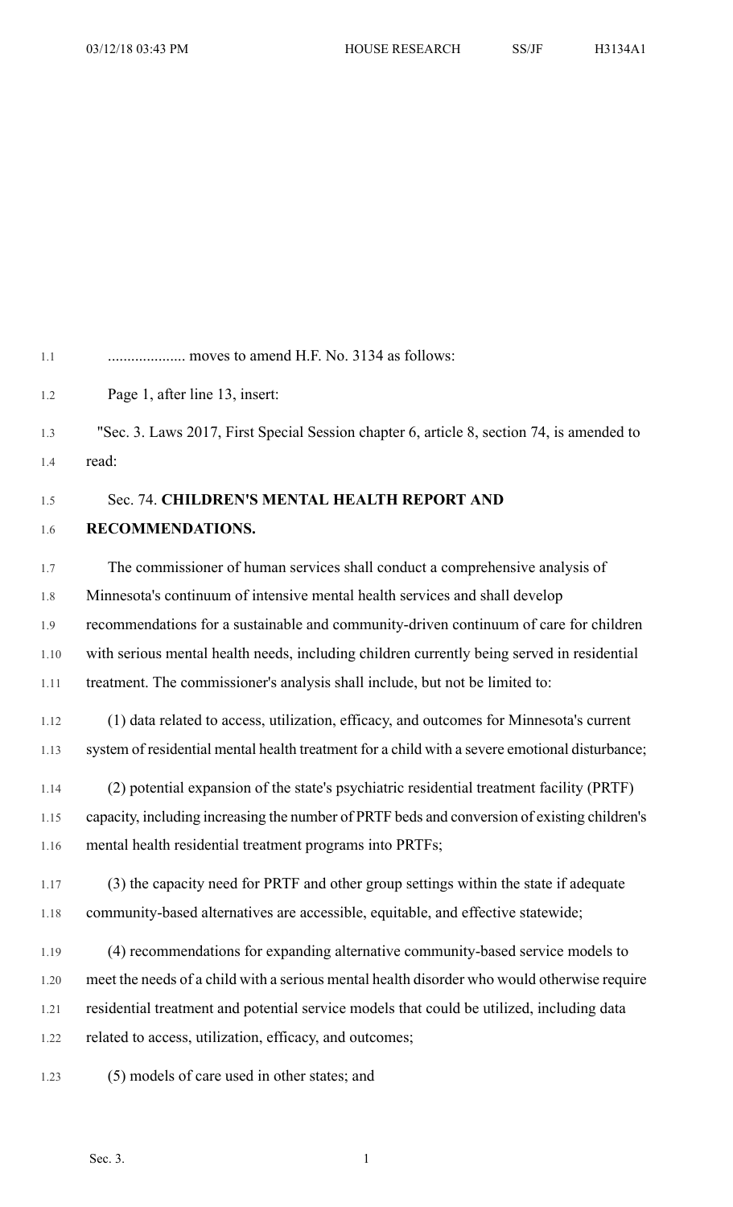.................... moves to amend H.F. No. 3134 as follows:

Page 1, after line 13, insert:

"Sec. 3. Laws 2017, First Special Session chapter 6, article 8, section 74, is amended to read:

Sec. 74. **CHILDREN'S MENTAL HEALTH REPORT AND RECOMMENDATIONS.**

The commissioner of human services shall conduct a comprehensive analysis of Minnesota's continuum of intensive mental health services and shall develop recommendations for a sustainable and community-driven continuum of care for children with serious mental health needs, including children currently being served in residential treatment. The commissioner's analysis shall include, but not be limited to:

(1) data related to access, utilization, efficacy, and outcomes for Minnesota's current system of residential mental health treatment for a child with a severe emotional disturbance;

(2) potential expansion of the state's psychiatric residential treatment facility (PRTF) capacity, including increasing the number of PRTF beds and conversion of existing children's mental health residential treatment programs into PRTFs;

(3) the capacity need for PRTF and other group settings within the state if adequate community-based alternatives are accessible, equitable, and effective statewide;

(4) recommendations for expanding alternative community-based service models to meet the needs of a child with a serious mental health disorder who would otherwise require residential treatment and potential service models that could be utilized, including data related to access, utilization, efficacy, and outcomes;

(5) models of care used in other states; and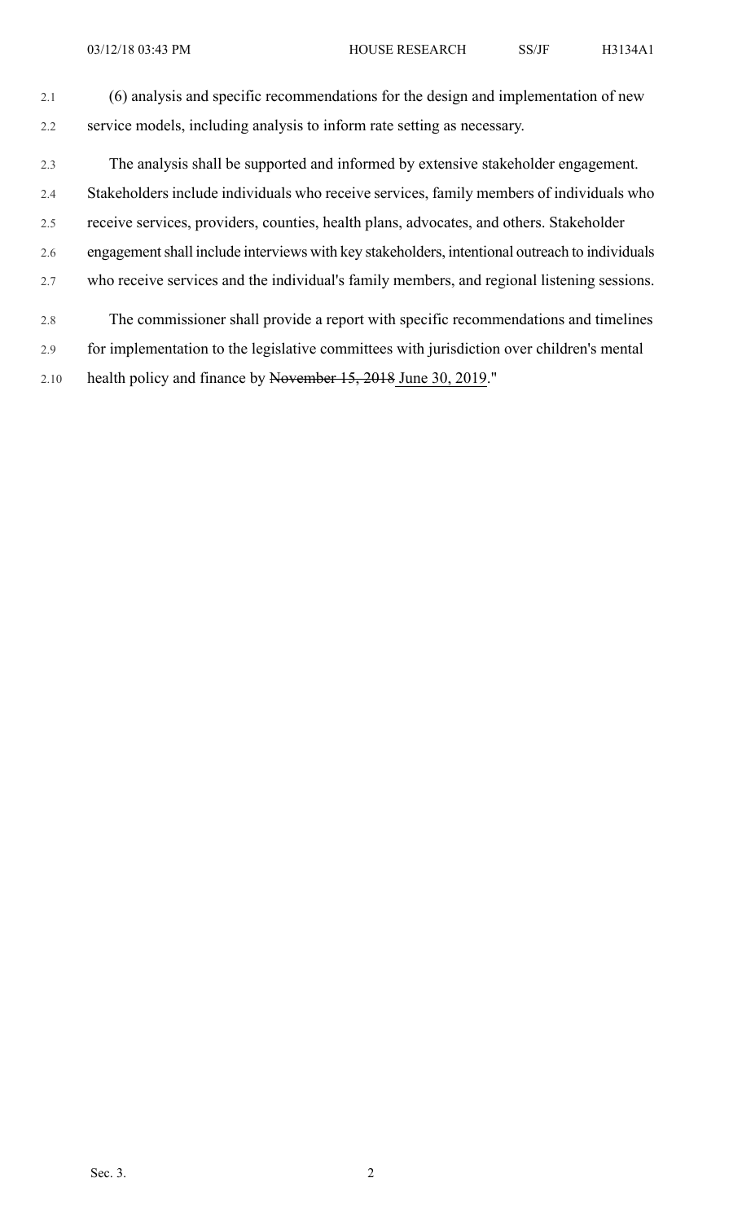(6) analysis and specific recommendations for the design and implementation of new service models, including analysis to inform rate setting as necessary.

The analysis shall be supported and informed by extensive stakeholder engagement. Stakeholders include individuals who receive services, family members of individuals who receive services, providers, counties, health plans, advocates, and others. Stakeholder engagement shall include interviews with key stakeholders, intentional outreach to individuals who receive services and the individual's family members, and regional listening sessions.

The commissioner shall provide a report with specific recommendations and timelines for implementation to the legislative committees with jurisdiction over children's mental health policy and finance by ~~November 15, 2018~~ June 30, 2019."